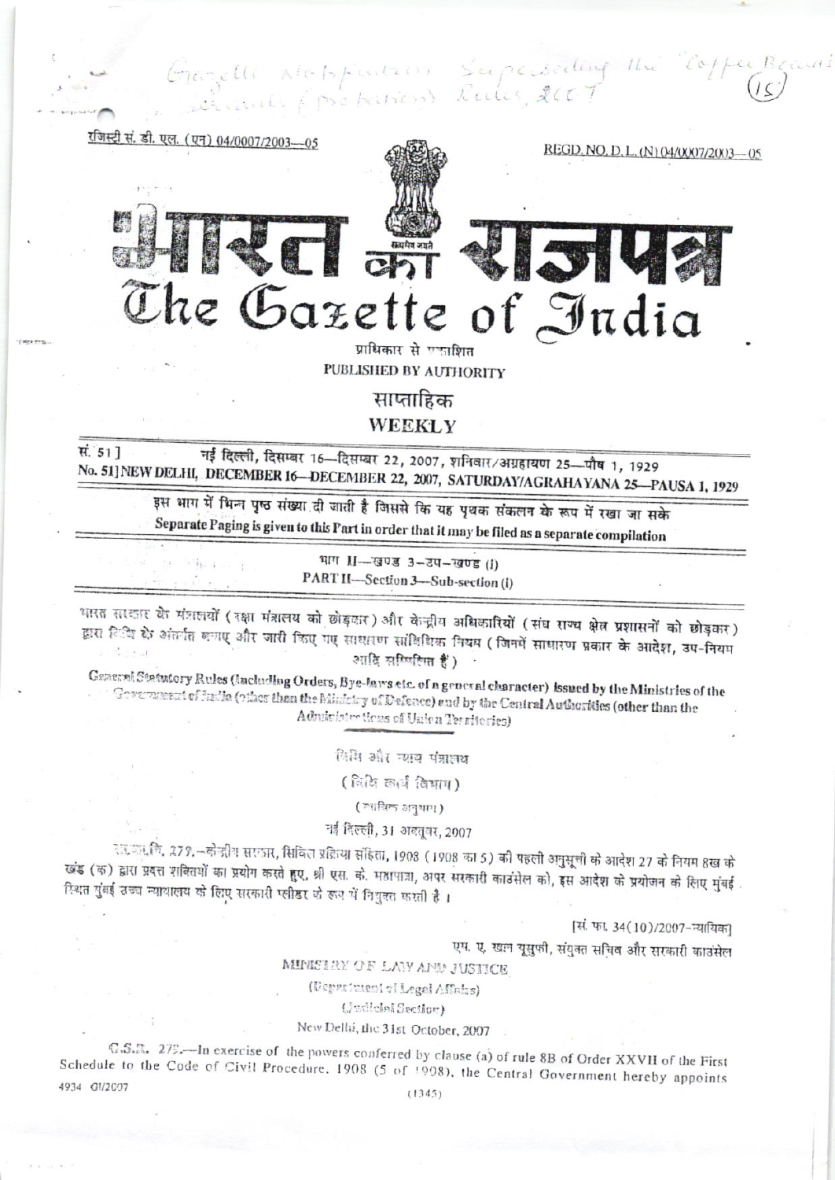Gazette Notification Superseding the Coffee Board ... (Probation) Rules, 2007 (15)

रजिस्ट्री सं. डी. एल. (एन) 04/0007/2003—05

REGD. NO. D. L. (N) 04/0007/2003—05

# भारत का राजपत्र
# The Gazette of India

प्राधिकार से प्रकाशित

PUBLISHED BY AUTHORITY

साप्ताहिक

WEEKLY

सं. 51] नई दिल्ली, दिसम्बर 16—दिसम्बर 22, 2007, शनिवार/अग्रहायण 25—पौष 1, 1929

No. 51] NEW DELHI, DECEMBER 16—DECEMBER 22, 2007, SATURDAY/AGRAHAYANA 25—PAUSA 1, 1929

इस भाग में भिन्न पृष्ठ संख्या दी जाती है जिससे कि यह पृथक संकलन के रूप में रखा जा सके

Separate Paging is given to this Part in order that it may be filed as a separate compilation

भाग II—खण्ड 3—उप-खण्ड (i)

PART II—Section 3—Sub-section (i)

भारत सरकार के मंत्रालयों (रक्षा मंत्रालय को छोड़कर) और केन्द्रीय अधिकारियों (संघ राज्य क्षेत्र प्रशासनों को छोड़कर) द्वारा विधि के अंतर्गत बनाए और जारी किए गए साधारण सांविधिक नियम (जिनमें साधारण प्रकार के आदेश, उप-नियम आदि सम्मिलित हैं)

General Statutory Rules (including Orders, Bye-laws etc. of a general character) issued by the Ministries of the Government of India (other than the Ministry of Defence) and by the Central Authorities (other than the Administrations of Union Territories)

विधि और न्याय मंत्रालय

(विधि कार्य विभाग)

(न्यायिक अनुभाग)

नई दिल्ली, 31 अक्तूबर, 2007

सा.का.नि. 279.—केन्द्रीय सरकार, सिविल प्रक्रिया संहिता, 1908 (1908 का 5) की पहली अनुसूची के आदेश 27 के नियम 8ख के खंड (क) द्वारा प्रदत्त शक्तियों का प्रयोग करते हुए, श्री एस. के. महापात्रा, अपर सरकारी काउंसेल को, इस आदेश के प्रयोजन के लिए मुंबई स्थित मुंबई उच्च न्यायालय के लिए सरकारी प्लीडर के रूप में नियुक्त करती है।

[सं. फा. 34(10)/2007-न्यायिक]

एम. ए. खान यूसुफी, संयुक्त सचिव और सरकारी काउंसेल

MINISTRY OF LAW AND JUSTICE

(Department of Legal Affairs)

(Judicial Section)

New Delhi, the 31st October, 2007

G.S.R. 279.—In exercise of the powers conferred by clause (a) of rule 8B of Order XXVII of the First Schedule to the Code of Civil Procedure, 1908 (5 of 1908), the Central Government hereby appoints

4934 GI/2007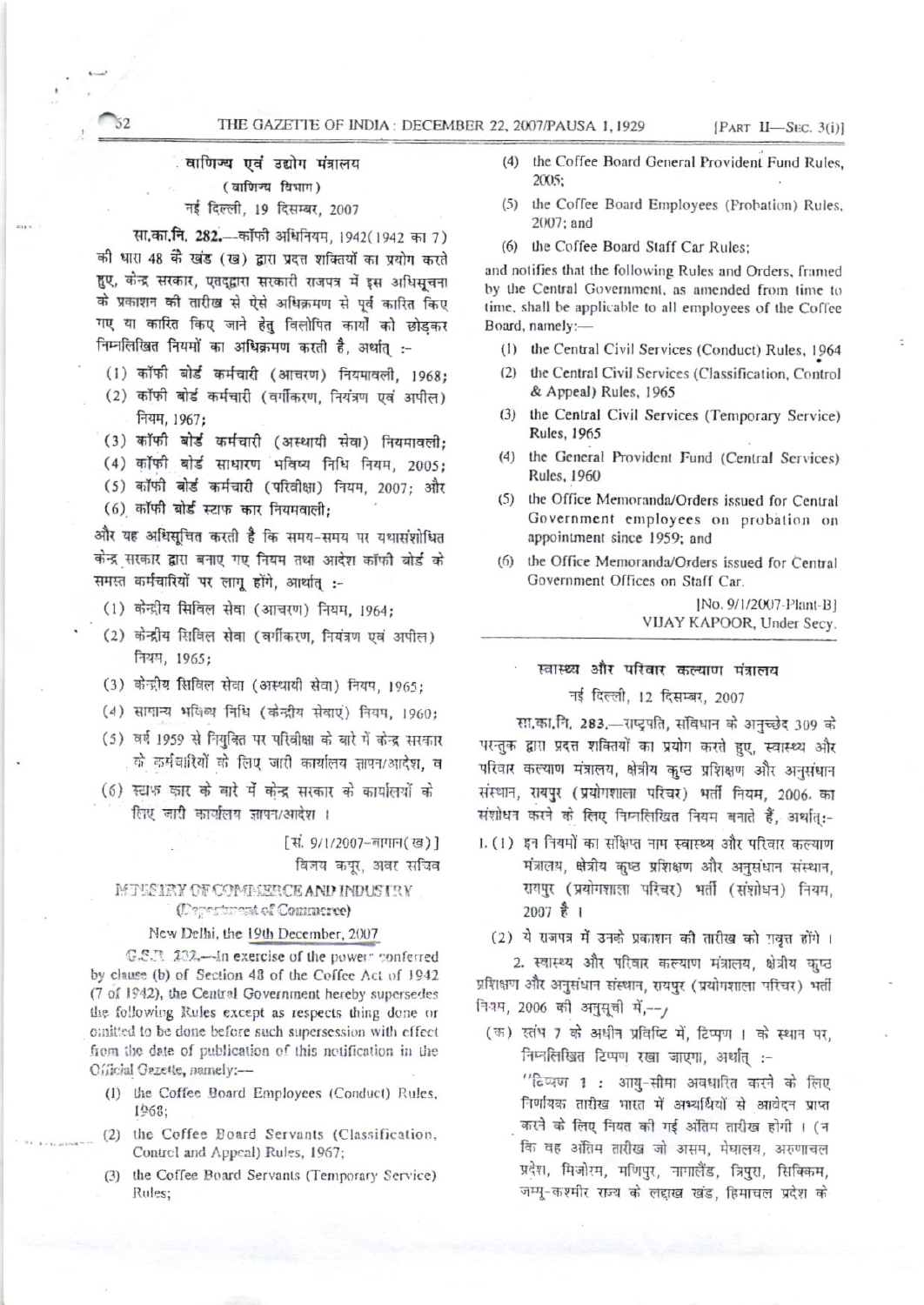## वाणिज्य एवं उद्योग मंत्रालय

### (वाणिज्य विभाग)

नई दिल्ली, 19 दिसम्बर, 2007

**सा.का.नि. 282.**—कॉफी अधिनियम, 1942 (1942 का 7) की धारा 48 के खंड (ख) द्वारा प्रदत्त शक्तियों का प्रयोग करते हुए, केन्द्र सरकार, एतद्द्वारा सरकारी राजपत्र में इस अधिसूचना के प्रकाशन की तारीख से ऐसे अधिक्रमण से पूर्व कारित किए गए या कारित किए जाने हेतु विलोपित कार्यों को छोड़कर निम्नलिखित नियमों का अधिक्रमण करती है, अर्थात् :-

(1) कॉफी बोर्ड कर्मचारी (आचरण) नियमावली, 1968;

(2) कॉफी बोर्ड कर्मचारी (वर्गीकरण, नियंत्रण एवं अपील) नियम, 1967;

(3) कॉफी बोर्ड कर्मचारी (अस्थायी सेवा) नियमावली;

(4) कॉफी बोर्ड साधारण भविष्य निधि नियम, 2005;

(5) कॉफी बोर्ड कर्मचारी (परिवीक्षा) नियम, 2007; और

(6) कॉफी बोर्ड स्टाफ कार नियमवाली;

और यह अधिसूचित करती है कि समय-समय पर यथासंशोधित केन्द्र सरकार द्वारा बनाए गए नियम तथा आदेश कॉफी बोर्ड के समस्त कर्मचारियों पर लागू होंगे, अर्थात् :-

(1) केन्द्रीय सिविल सेवा (आचरण) नियम, 1964;

(2) केन्द्रीय सिविल सेवा (वर्गीकरण, नियंत्रण एवं अपील) नियम, 1965;

(3) केन्द्रीय सिविल सेवा (अस्थायी सेवा) नियम, 1965;

(4) सामान्य भविष्य निधि (केन्द्रीय सेवाएं) नियम, 1960;

(5) वर्ष 1959 से नियुक्ति पर परिवीक्षा के बारे में केन्द्र सरकार के कर्मचारियों के लिए जारी कार्यालय ज्ञापन/आदेश, व

(6) स्टाफ कार के बारे में केन्द्र सरकार के कार्यालयों के लिए जारी कार्यालय ज्ञापन/आदेश ।

[सं. 9/1/2007-बागान(ख)]

विजय कपूर, अवर सचिव

## MINISTRY OF COMMERCE AND INDUSTRY

### (Department of Commerce)

New Delhi, the 19th December, 2007

**G.S.R. 282.**—In exercise of the powers conferred by clause (b) of Section 48 of the Coffee Act of 1942 (7 of 1942), the Central Government hereby supersedes the following Rules except as respects thing done or omitted to be done before such supersession with effect from the date of publication of this notification in the Official Gazette, namely:—

(1) the Coffee Board Employees (Conduct) Rules, 1968;

(2) the Coffee Board Servants (Classification, Control and Appeal) Rules, 1967;

(3) the Coffee Board Servants (Temporary Service) Rules;

(4) the Coffee Board General Provident Fund Rules, 2005;

(5) the Coffee Board Employees (Probation) Rules, 2007; and

(6) the Coffee Board Staff Car Rules;

and notifies that the following Rules and Orders, framed by the Central Government, as amended from time to time, shall be applicable to all employees of the Coffee Board, namely:—

(1) the Central Civil Services (Conduct) Rules, 1964

(2) the Central Civil Services (Classification, Control & Appeal) Rules, 1965

(3) the Central Civil Services (Temporary Service) Rules, 1965

(4) the General Provident Fund (Central Services) Rules, 1960

(5) the Office Memoranda/Orders issued for Central Government employees on probation on appointment since 1959; and

(6) the Office Memoranda/Orders issued for Central Government Offices on Staff Car.

[No. 9/1/2007-Plant-B]

VIJAY KAPOOR, Under Secy.

## स्वास्थ्य और परिवार कल्याण मंत्रालय

नई दिल्ली, 12 दिसम्बर, 2007

**सा.का.नि. 283.**—राष्ट्रपति, संविधान के अनुच्छेद 309 के परन्तुक द्वारा प्रदत्त शक्तियों का प्रयोग करते हुए, स्वास्थ्य और परिवार कल्याण मंत्रालय, क्षेत्रीय कुष्ठ प्रशिक्षण और अनुसंधान संस्थान, रायपुर (प्रयोगशाला परिचर) भर्ती नियम, 2006. का संशोधन करने के लिए निम्नलिखित नियम बनाते हैं, अर्थात्:-

1. (1) इन नियमों का संक्षिप्त नाम स्वास्थ्य और परिवार कल्याण मंत्रालय, क्षेत्रीय कुष्ठ प्रशिक्षण और अनुसंधान संस्थान, रायपुर (प्रयोगशाला परिचर) भर्ती (संशोधन) नियम, 2007 है ।

(2) ये राजपत्र में उनके प्रकाशन की तारीख को प्रवृत्त होंगे ।

2. स्वास्थ्य और परिवार कल्याण मंत्रालय, क्षेत्रीय कुष्ठ प्रशिक्षण और अनुसंधान संस्थान, रायपुर (प्रयोगशाला परिचर) भर्ती नियम, 2006 की अनुसूची में,--

(क) स्तंभ 7 के अधीन प्रविष्टि में, टिप्पण 1 के स्थान पर, निम्नलिखित टिप्पण रखा जाएगा, अर्थात् :-

"टिप्पण 1 : आयु-सीमा अवधारित करने के लिए निर्णायक तारीख भारत में अभ्यर्थियों से आवेदन प्राप्त करने के लिए नियत की गई अंतिम तारीख होगी । (न कि वह अंतिम तारीख जो असम, मेघालय, अरुणाचल प्रदेश, मिजोरम, मणिपुर, नागालैंड, त्रिपुरा, सिक्किम, जम्मू-कश्मीर राज्य के लद्दाख खंड, हिमाचल प्रदेश के